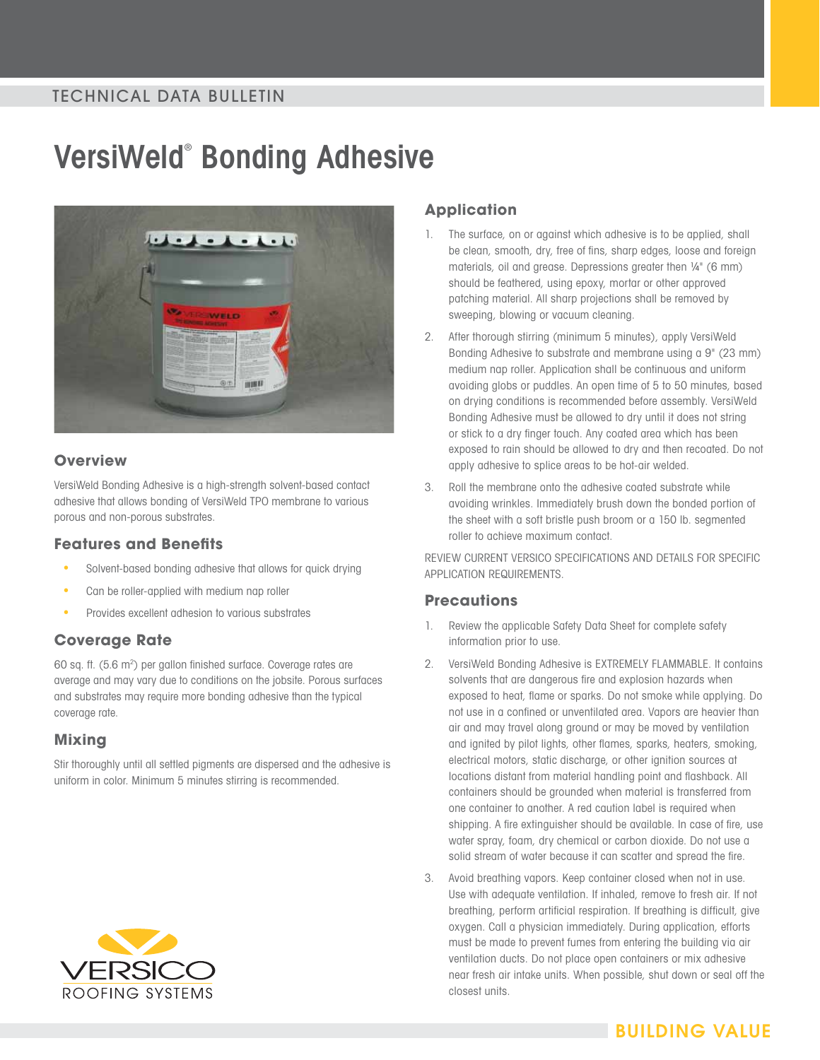TECHNICAL DATA BULLETIN

# VersiWeld® Bonding Adhesive

## Overview

VersiWeld Bonding Adhesive is a high-strength solvent-based contact adhesive that allows bonding of VersiWeld TPO membrane to various porous and non-porous substrates.

## Features and Benefits

- Solvent-based bonding adhesive that allows for quick drying
- Can be roller-applied with medium nap roller
- Provides excellent adhesion to various substrates

## Coverage Rate

60 sq. ft. (5.6 m$^2$) per gallon finished surface. Coverage rates are average and may vary due to conditions on the jobsite. Porous surfaces and substrates may require more bonding adhesive than the typical coverage rate.

## Mixing

Stir thoroughly until all settled pigments are dispersed and the adhesive is uniform in color. Minimum 5 minutes stirring is recommended.

## Application

1. The surface, on or against which adhesive is to be applied, shall be clean, smooth, dry, free of fins, sharp edges, loose and foreign materials, oil and grease. Depressions greater then ¼" (6 mm) should be feathered, using epoxy, mortar or other approved patching material. All sharp projections shall be removed by sweeping, blowing or vacuum cleaning.
2. After thorough stirring (minimum 5 minutes), apply VersiWeld Bonding Adhesive to substrate and membrane using a 9" (23 mm) medium nap roller. Application shall be continuous and uniform avoiding globs or puddles. An open time of 5 to 50 minutes, based on drying conditions is recommended before assembly. VersiWeld Bonding Adhesive must be allowed to dry until it does not string or stick to a dry finger touch. Any coated area which has been exposed to rain should be allowed to dry and then recoated. Do not apply adhesive to splice areas to be hot-air welded.
3. Roll the membrane onto the adhesive coated substrate while avoiding wrinkles. Immediately brush down the bonded portion of the sheet with a soft bristle push broom or a 150 lb. segmented roller to achieve maximum contact.

REVIEW CURRENT VERSICO SPECIFICATIONS AND DETAILS FOR SPECIFIC APPLICATION REQUIREMENTS.

## Precautions

1. Review the applicable Safety Data Sheet for complete safety information prior to use.
2. VersiWeld Bonding Adhesive is EXTREMELY FLAMMABLE. It contains solvents that are dangerous fire and explosion hazards when exposed to heat, flame or sparks. Do not smoke while applying. Do not use in a confined or unventilated area. Vapors are heavier than air and may travel along ground or may be moved by ventilation and ignited by pilot lights, other flames, sparks, heaters, smoking, electrical motors, static discharge, or other ignition sources at locations distant from material handling point and flashback. All containers should be grounded when material is transferred from one container to another. A red caution label is required when shipping. A fire extinguisher should be available. In case of fire, use water spray, foam, dry chemical or carbon dioxide. Do not use a solid stream of water because it can scatter and spread the fire.
3. Avoid breathing vapors. Keep container closed when not in use. Use with adequate ventilation. If inhaled, remove to fresh air. If not breathing, perform artificial respiration. If breathing is difficult, give oxygen. Call a physician immediately. During application, efforts must be made to prevent fumes from entering the building via air ventilation ducts. Do not place open containers or mix adhesive near fresh air intake units. When possible, shut down or seal off the closest units.

VERSICO ROOFING SYSTEMS

BUILDING VALUE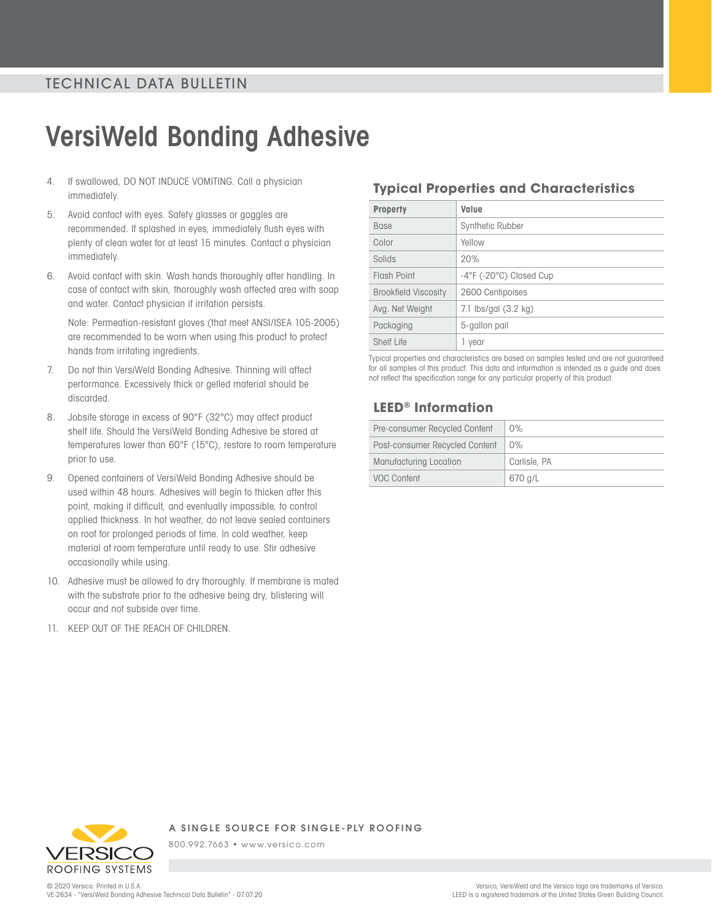# VersiWeld Bonding Adhesive

4. If swallowed, DO NOT INDUCE VOMITING. Call a physician immediately.
5. Avoid contact with eyes. Safety glasses or goggles are recommended. If splashed in eyes, immediately flush eyes with plenty of clean water for at least 15 minutes. Contact a physician immediately.
6. Avoid contact with skin. Wash hands thoroughly after handling. In case of contact with skin, thoroughly wash affected area with soap and water. Contact physician if irritation persists.

   Note: Permeation-resistant gloves (that meet ANSI/ISEA 105-2005) are recommended to be worn when using this product to protect hands from irritating ingredients.
7. Do not thin VersiWeld Bonding Adhesive. Thinning will affect performance. Excessively thick or gelled material should be discarded.
8. Jobsite storage in excess of 90°F (32°C) may affect product shelf life. Should the VersiWeld Bonding Adhesive be stored at temperatures lower than 60°F (15°C), restore to room temperature prior to use.
9. Opened containers of VersiWeld Bonding Adhesive should be used within 48 hours. Adhesives will begin to thicken after this point, making it difficult, and eventually impossible, to control applied thickness. In hot weather, do not leave sealed containers on roof for prolonged periods of time. In cold weather, keep material at room temperature until ready to use. Stir adhesive occasionally while using.
10. Adhesive must be allowed to dry thoroughly. If membrane is mated with the substrate prior to the adhesive being dry, blistering will occur and not subside over time.
11. KEEP OUT OF THE REACH OF CHILDREN.

## Typical Properties and Characteristics

| Property | Value |
|---|---|
| Base | Synthetic Rubber |
| Color | Yellow |
| Solids | 20% |
| Flash Point | -4°F (-20°C) Closed Cup |
| Brookfield Viscosity | 2600 Centipoises |
| Avg. Net Weight | 7.1 lbs/gal (3.2 kg) |
| Packaging | 5-gallon pail |
| Shelf Life | 1 year |

Typical properties and characteristics are based on samples tested and are not guaranteed for all samples of this product. This data and information is intended as a guide and does not reflect the specification range for any particular property of this product.

## LEED® Information

| | |
|---|---|
| Pre-consumer Recycled Content | 0% |
| Post-consumer Recycled Content | 0% |
| Manufacturing Location | Carlisle, PA |
| VOC Content | 670 g/L |

A SINGLE SOURCE FOR SINGLE-PLY ROOFING

800.992.7663 • www.versico.com

© 2020 Versico. Printed in U.S.A.
VE-2634 - "VersiWeld Bonding Adhesive Technical Data Bulletin" - 07.07.20

Versico, VersiWeld and the Versico logo are trademarks of Versico.
LEED is a registered trademark of the United States Green Building Council.